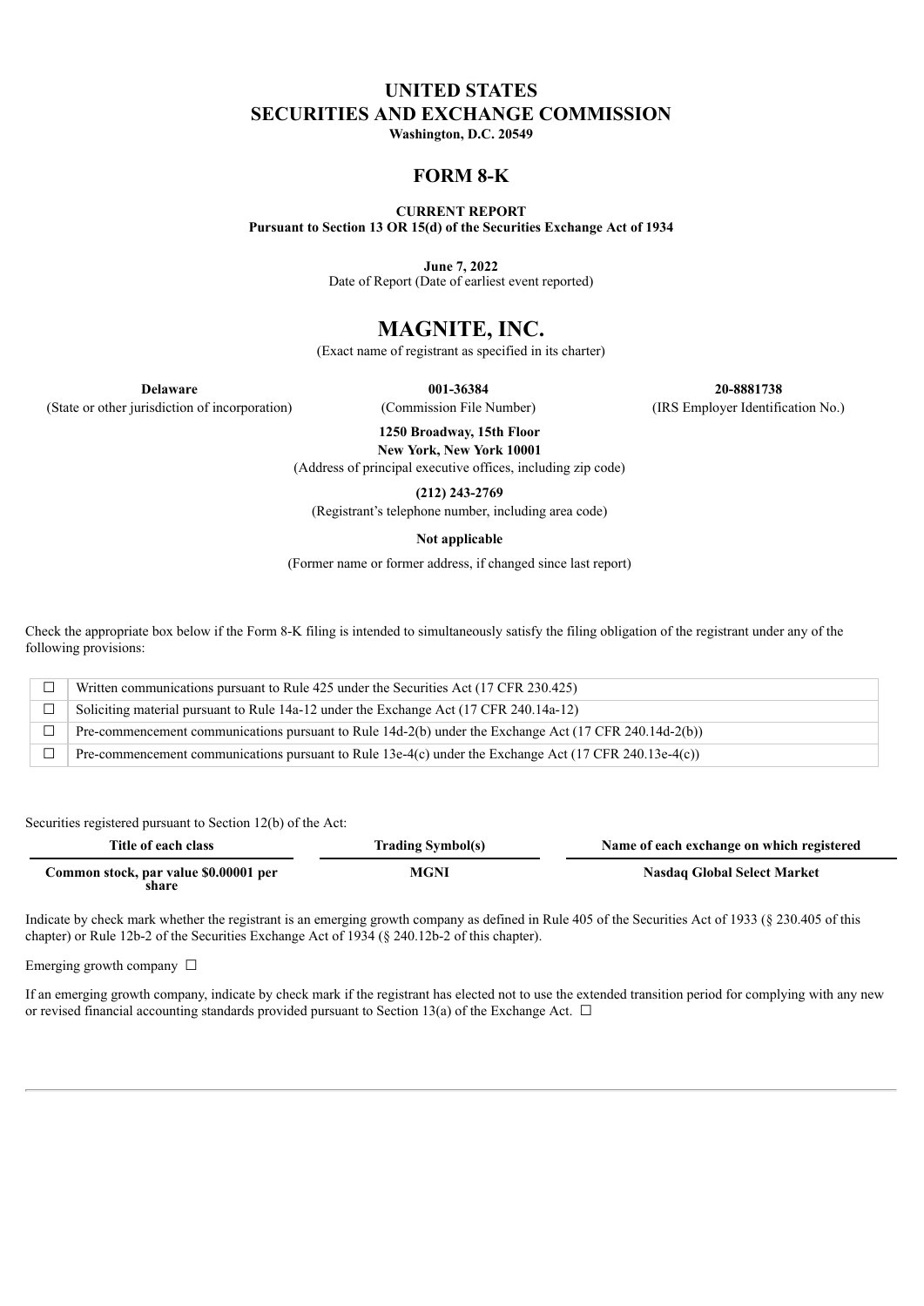# UNITED STATES
# SECURITIES AND EXCHANGE COMMISSION
**Washington, D.C. 20549**

## FORM 8-K

**CURRENT REPORT**
**Pursuant to Section 13 OR 15(d) of the Securities Exchange Act of 1934**

**June 7, 2022**
Date of Report (Date of earliest event reported)

# MAGNITE, INC.
(Exact name of registrant as specified in its charter)

| **Delaware** | **001-36384** | **20-8881738** |
|---|---|---|
| (State or other jurisdiction of incorporation) | (Commission File Number) | (IRS Employer Identification No.) |

**1250 Broadway, 15th Floor**
**New York, New York 10001**
(Address of principal executive offices, including zip code)

**(212) 243-2769**
(Registrant's telephone number, including area code)

**Not applicable**

(Former name or former address, if changed since last report)

Check the appropriate box below if the Form 8-K filing is intended to simultaneously satisfy the filing obligation of the registrant under any of the following provisions:

| | |
|---|---|
| ☐ | Written communications pursuant to Rule 425 under the Securities Act (17 CFR 230.425) |
| ☐ | Soliciting material pursuant to Rule 14a-12 under the Exchange Act (17 CFR 240.14a-12) |
| ☐ | Pre-commencement communications pursuant to Rule 14d-2(b) under the Exchange Act (17 CFR 240.14d-2(b)) |
| ☐ | Pre-commencement communications pursuant to Rule 13e-4(c) under the Exchange Act (17 CFR 240.13e-4(c)) |

Securities registered pursuant to Section 12(b) of the Act:

| Title of each class | Trading Symbol(s) | Name of each exchange on which registered |
|---|---|---|
| **Common stock, par value $0.00001 per share** | **MGNI** | **Nasdaq Global Select Market** |

Indicate by check mark whether the registrant is an emerging growth company as defined in Rule 405 of the Securities Act of 1933 (§ 230.405 of this chapter) or Rule 12b-2 of the Securities Exchange Act of 1934 (§ 240.12b-2 of this chapter).

Emerging growth company ☐

If an emerging growth company, indicate by check mark if the registrant has elected not to use the extended transition period for complying with any new or revised financial accounting standards provided pursuant to Section 13(a) of the Exchange Act. ☐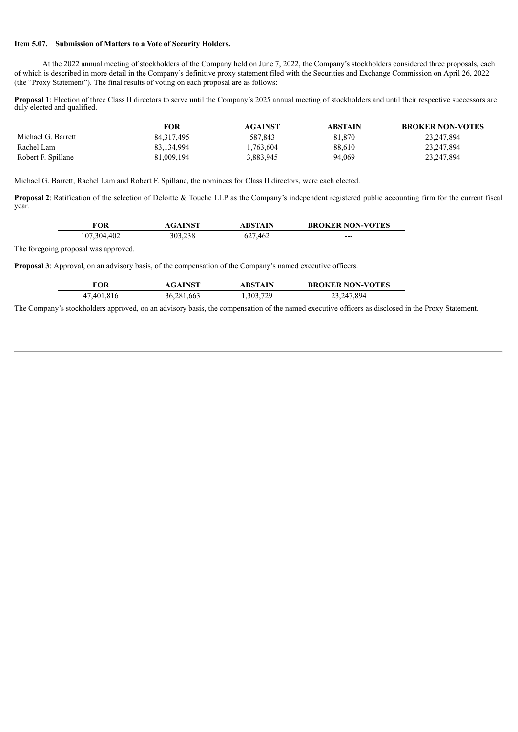**Item 5.07. Submission of Matters to a Vote of Security Holders.**

At the 2022 annual meeting of stockholders of the Company held on June 7, 2022, the Company's stockholders considered three proposals, each of which is described in more detail in the Company's definitive proxy statement filed with the Securities and Exchange Commission on April 26, 2022 (the "Proxy Statement"). The final results of voting on each proposal are as follows:

**Proposal 1**: Election of three Class II directors to serve until the Company's 2025 annual meeting of stockholders and until their respective successors are duly elected and qualified.

| | FOR | AGAINST | ABSTAIN | BROKER NON-VOTES |
|---|---|---|---|---|
| Michael G. Barrett | 84,317,495 | 587,843 | 81,870 | 23,247,894 |
| Rachel Lam | 83,134,994 | 1,763,604 | 88,610 | 23,247,894 |
| Robert F. Spillane | 81,009,194 | 3,883,945 | 94,069 | 23,247,894 |

Michael G. Barrett, Rachel Lam and Robert F. Spillane, the nominees for Class II directors, were each elected.

**Proposal 2**: Ratification of the selection of Deloitte & Touche LLP as the Company's independent registered public accounting firm for the current fiscal year.

| FOR | AGAINST | ABSTAIN | BROKER NON-VOTES |
|---|---|---|---|
| 107,304,402 | 303,238 | 627,462 | --- |

The foregoing proposal was approved.

**Proposal 3**: Approval, on an advisory basis, of the compensation of the Company's named executive officers.

| FOR | AGAINST | ABSTAIN | BROKER NON-VOTES |
|---|---|---|---|
| 47,401,816 | 36,281,663 | 1,303,729 | 23,247,894 |

The Company's stockholders approved, on an advisory basis, the compensation of the named executive officers as disclosed in the Proxy Statement.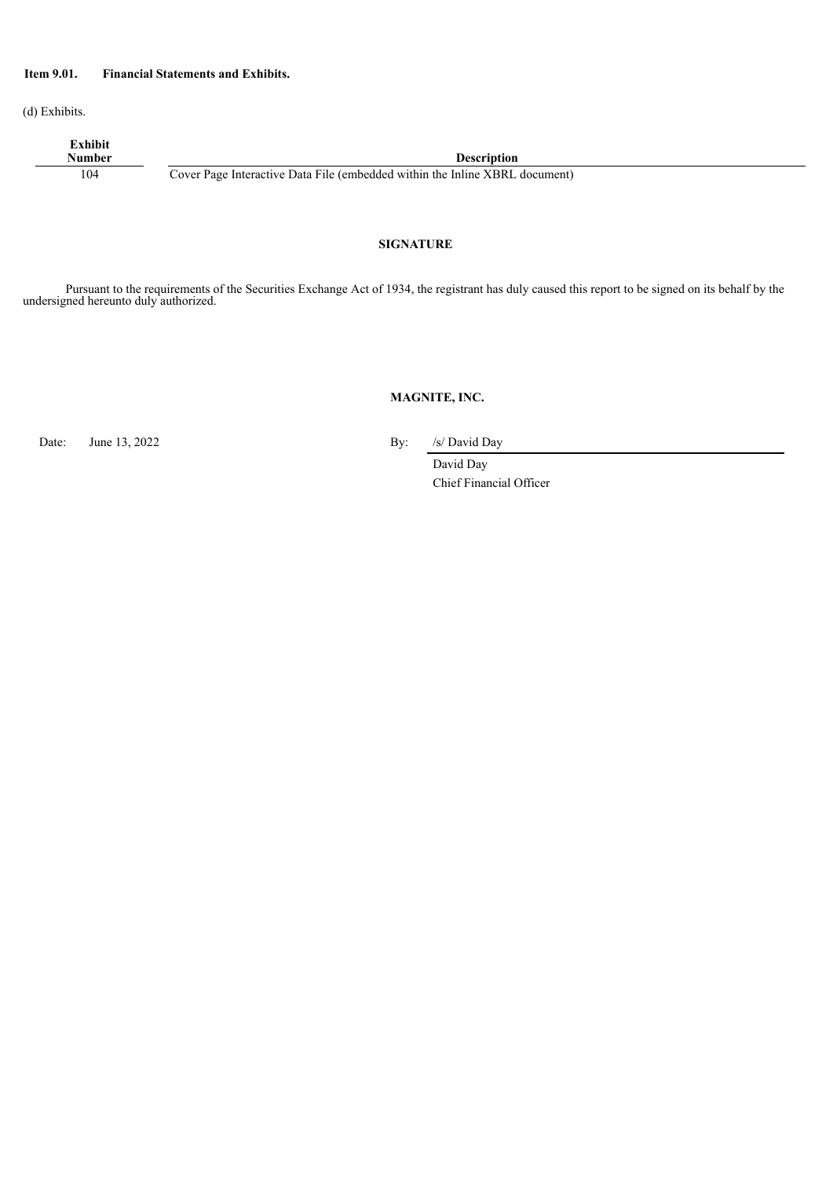**Item 9.01. Financial Statements and Exhibits.**

(d) Exhibits.

| Exhibit Number | Description |
|---|---|
| 104 | Cover Page Interactive Data File (embedded within the Inline XBRL document) |

**SIGNATURE**

Pursuant to the requirements of the Securities Exchange Act of 1934, the registrant has duly caused this report to be signed on its behalf by the undersigned hereunto duly authorized.

**MAGNITE, INC.**

Date: June 13, 2022

By: /s/ David Day

David Day
Chief Financial Officer